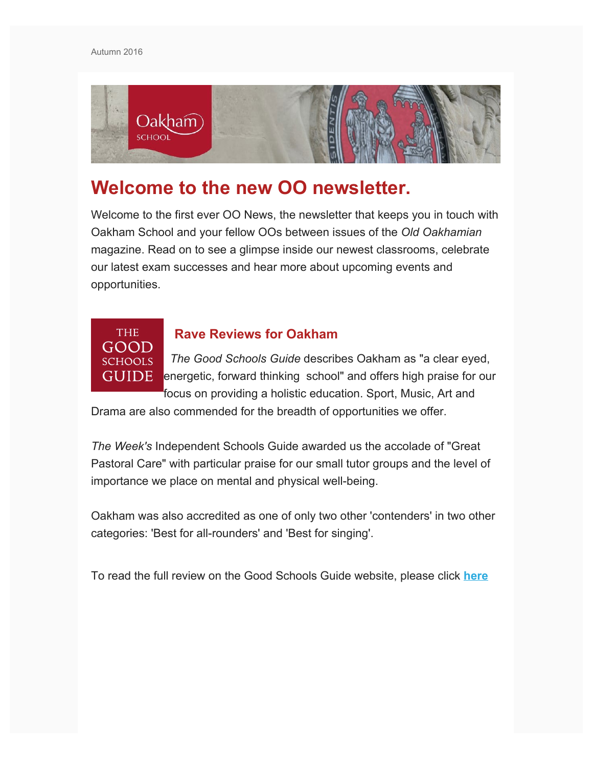Autumn 2016

# Welcome to the new OO newsletter.

Welcome to the first ever OO News, the newsletter that keeps you in touch with Oakham School and your fellow OOs between issues of the *Old Oakhamian* magazine. Read on to see a glimpse inside our newest classrooms, celebrate our latest exam successes and hear more about upcoming events and opportunities.

## Rave Reviews for Oakham

*The Good Schools Guide* describes Oakham as "a clear eyed, energetic, forward thinking school" and offers high praise for our focus on providing a holistic education. Sport, Music, Art and Drama are also commended for the breadth of opportunities we offer.

*The Week's* Independent Schools Guide awarded us the accolade of "Great Pastoral Care" with particular praise for our small tutor groups and the level of importance we place on mental and physical well-being.

Oakham was also accredited as one of only two other 'contenders' in two other categories: 'Best for all-rounders' and 'Best for singing'.

To read the full review on the Good Schools Guide website, please click **here**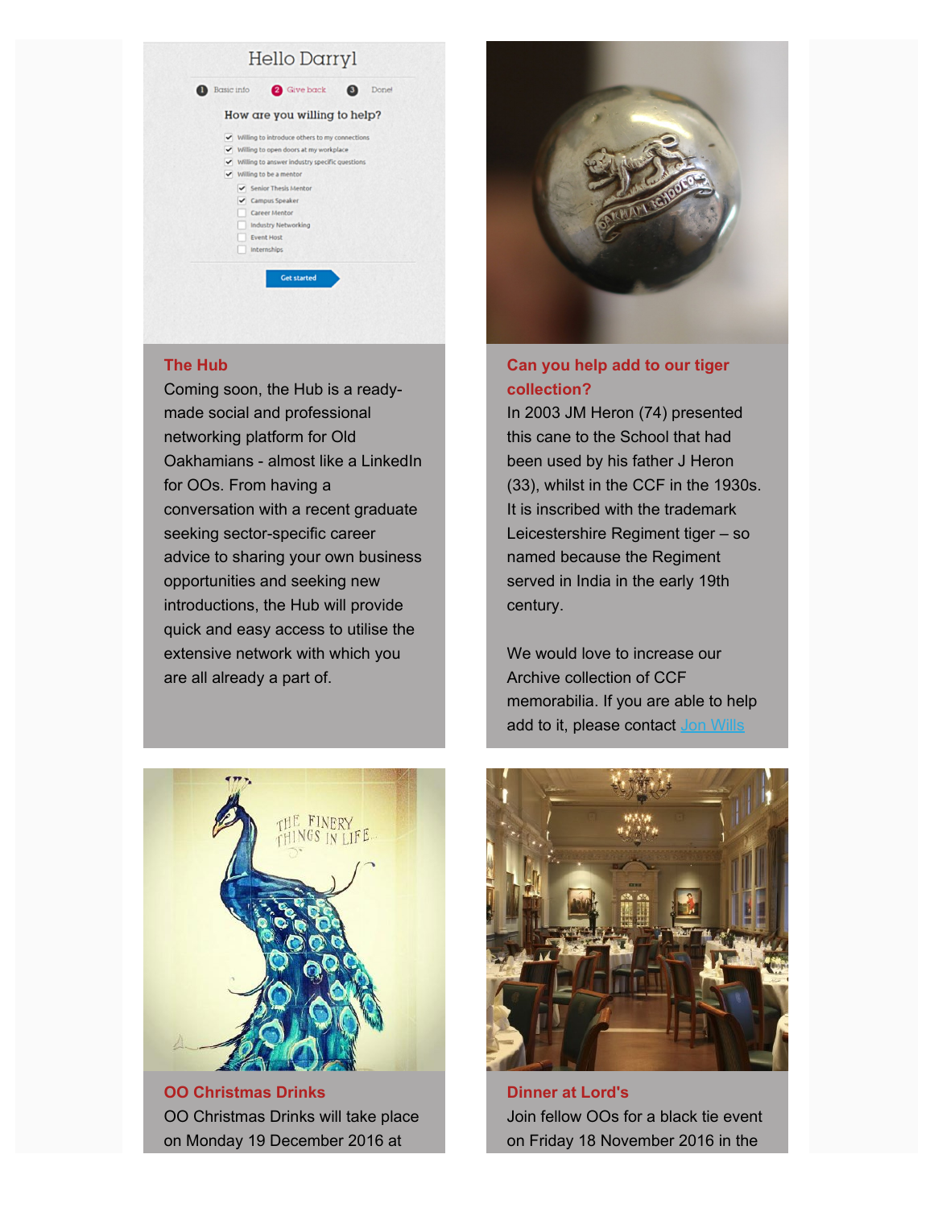### The Hub

Coming soon, the Hub is a ready-made social and professional networking platform for Old Oakhamians - almost like a LinkedIn for OOs. From having a conversation with a recent graduate seeking sector-specific career advice to sharing your own business opportunities and seeking new introductions, the Hub will provide quick and easy access to utilise the extensive network with which you are all already a part of.

### Can you help add to our tiger collection?

In 2003 JM Heron (74) presented this cane to the School that had been used by his father J Heron (33), whilst in the CCF in the 1930s. It is inscribed with the trademark Leicestershire Regiment tiger – so named because the Regiment served in India in the early 19th century.

We would love to increase our Archive collection of CCF memorabilia. If you are able to help add to it, please contact Jon Wills

### OO Christmas Drinks

OO Christmas Drinks will take place on Monday 19 December 2016 at

### Dinner at Lord's

Join fellow OOs for a black tie event on Friday 18 November 2016 in the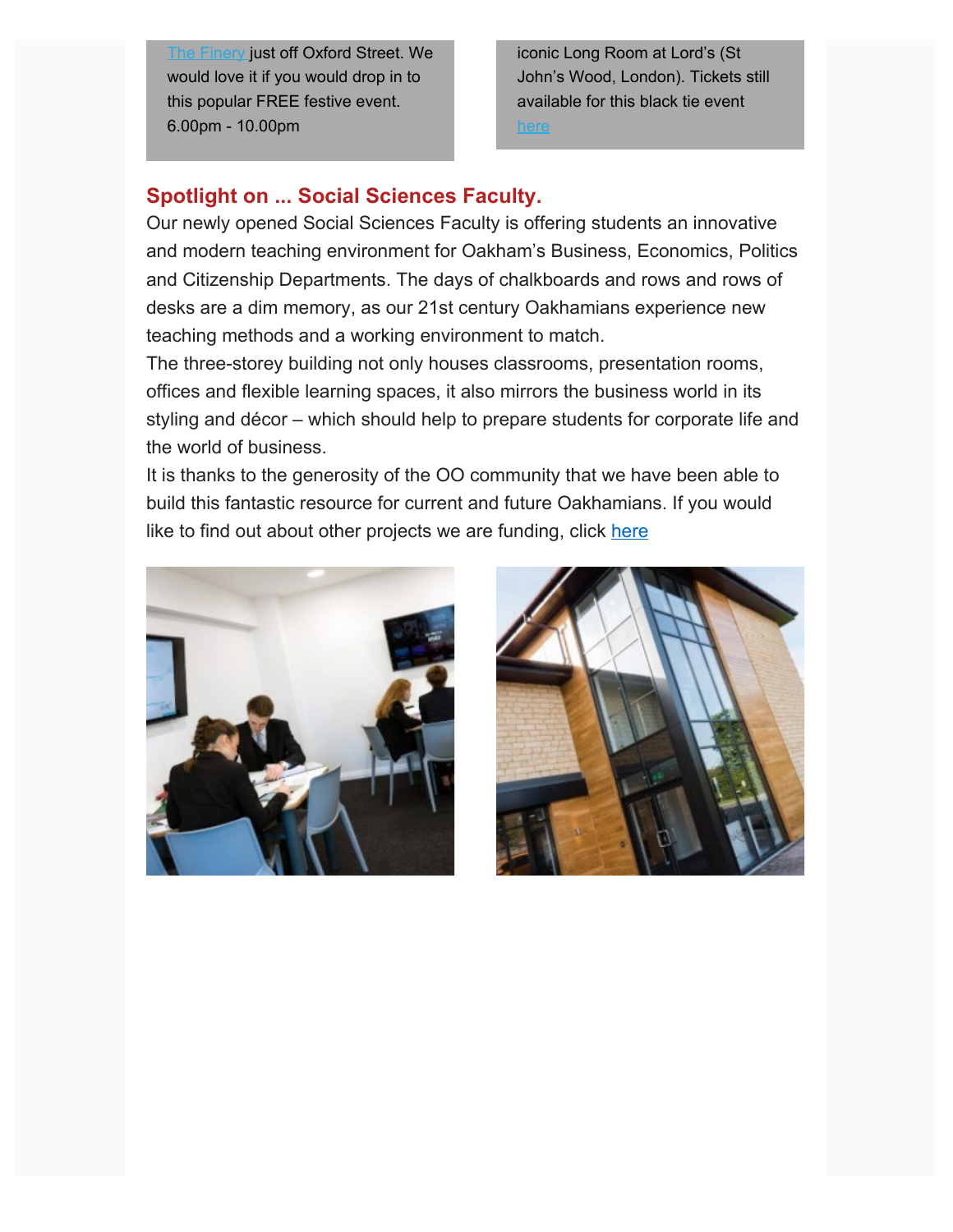The Finery just off Oxford Street. We would love it if you would drop in to this popular FREE festive event. 6.00pm - 10.00pm

iconic Long Room at Lord's (St John's Wood, London). Tickets still available for this black tie event here

## Spotlight on ... Social Sciences Faculty.

Our newly opened Social Sciences Faculty is offering students an innovative and modern teaching environment for Oakham's Business, Economics, Politics and Citizenship Departments. The days of chalkboards and rows and rows of desks are a dim memory, as our 21st century Oakhamians experience new teaching methods and a working environment to match.

The three-storey building not only houses classrooms, presentation rooms, offices and flexible learning spaces, it also mirrors the business world in its styling and décor – which should help to prepare students for corporate life and the world of business.

It is thanks to the generosity of the OO community that we have been able to build this fantastic resource for current and future Oakhamians. If you would like to find out about other projects we are funding, click here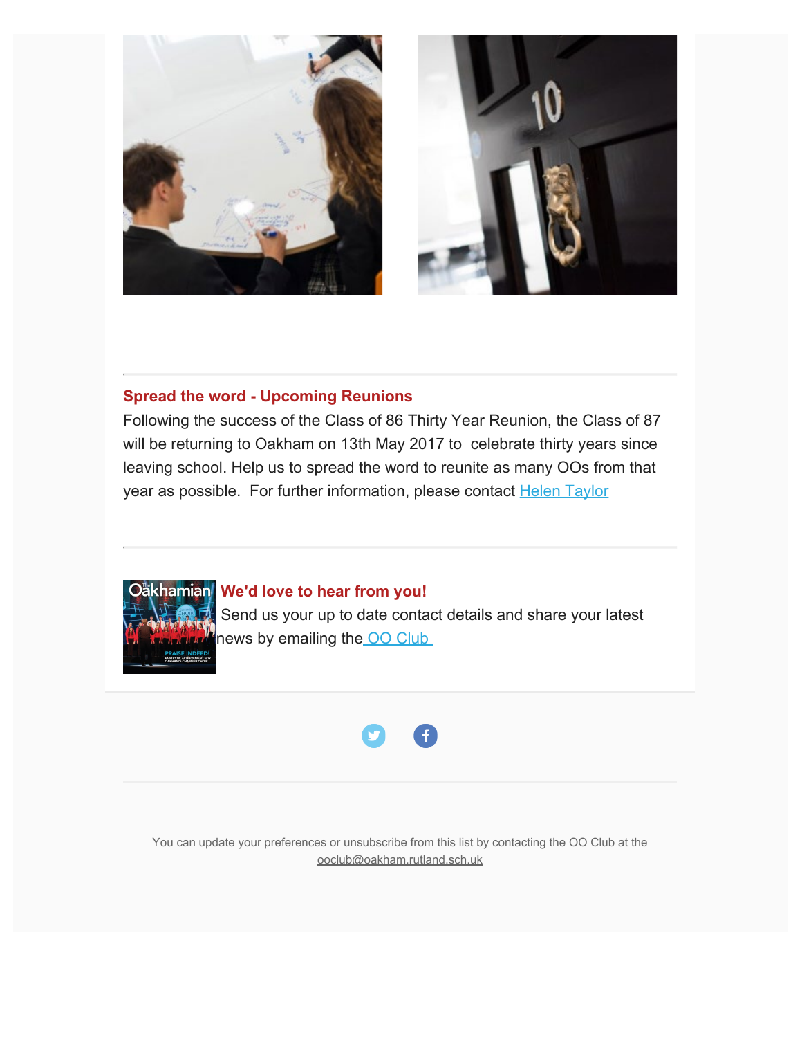## Spread the word - Upcoming Reunions

Following the success of the Class of 86 Thirty Year Reunion, the Class of 87 will be returning to Oakham on 13th May 2017 to celebrate thirty years since leaving school. Help us to spread the word to reunite as many OOs from that year as possible. For further information, please contact Helen Taylor

## We'd love to hear from you!

Send us your up to date contact details and share your latest news by emailing the OO Club

You can update your preferences or unsubscribe from this list by contacting the OO Club at the ooclub@oakham.rutland.sch.uk